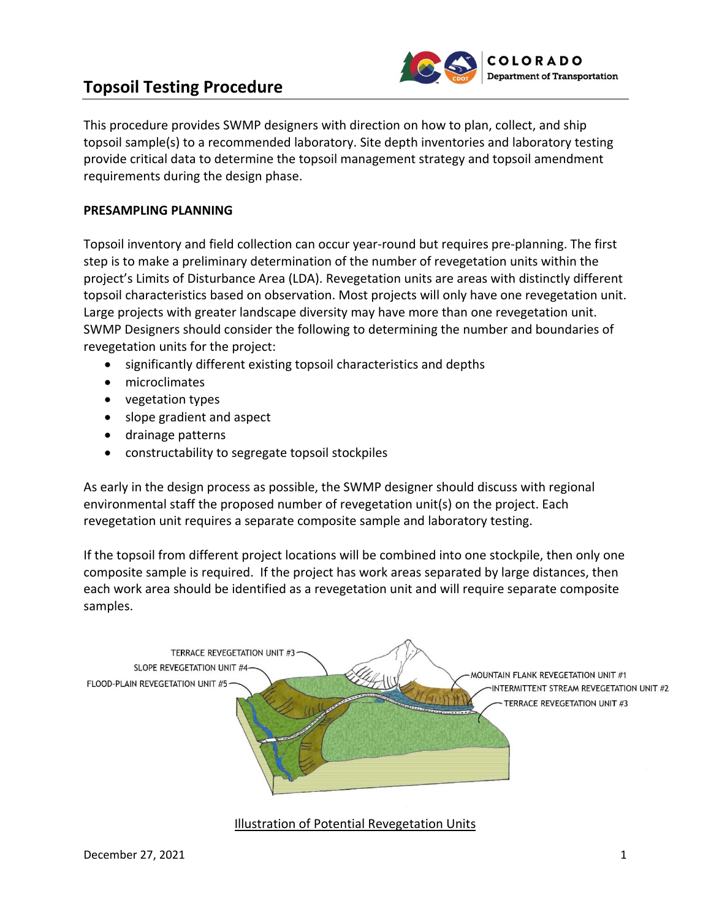# Topsoil Testing Procedure

This procedure provides SWMP designers with direction on how to plan, collect, and ship topsoil sample(s) to a recommended laboratory. Site depth inventories and laboratory testing provide critical data to determine the topsoil management strategy and topsoil amendment requirements during the design phase.

**PRESAMPLING PLANNING**

Topsoil inventory and field collection can occur year-round but requires pre-planning. The first step is to make a preliminary determination of the number of revegetation units within the project's Limits of Disturbance Area (LDA). Revegetation units are areas with distinctly different topsoil characteristics based on observation. Most projects will only have one revegetation unit. Large projects with greater landscape diversity may have more than one revegetation unit. SWMP Designers should consider the following to determining the number and boundaries of revegetation units for the project:

- significantly different existing topsoil characteristics and depths
- microclimates
- vegetation types
- slope gradient and aspect
- drainage patterns
- constructability to segregate topsoil stockpiles

As early in the design process as possible, the SWMP designer should discuss with regional environmental staff the proposed number of revegetation unit(s) on the project. Each revegetation unit requires a separate composite sample and laboratory testing.

If the topsoil from different project locations will be combined into one stockpile, then only one composite sample is required. If the project has work areas separated by large distances, then each work area should be identified as a revegetation unit and will require separate composite samples.

TERRACE REVEGETATION UNIT #3
SLOPE REVEGETATION UNIT #4
FLOOD-PLAIN REVEGETATION UNIT #5
MOUNTAIN FLANK REVEGETATION UNIT #1
INTERMITTENT STREAM REVEGETATION UNIT #2
TERRACE REVEGETATION UNIT #3

Illustration of Potential Revegetation Units

December 27, 2021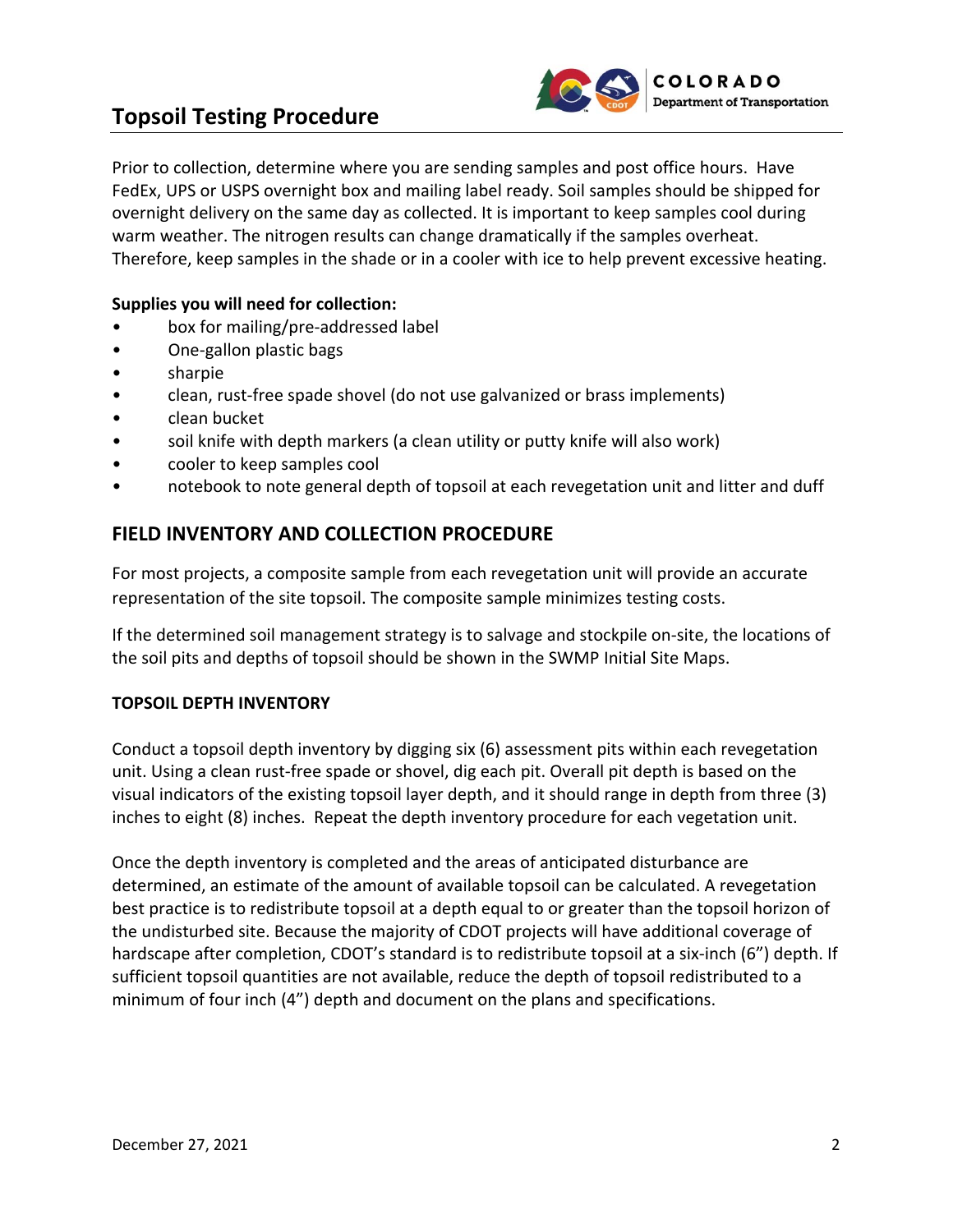# Topsoil Testing Procedure

Prior to collection, determine where you are sending samples and post office hours. Have FedEx, UPS or USPS overnight box and mailing label ready. Soil samples should be shipped for overnight delivery on the same day as collected. It is important to keep samples cool during warm weather. The nitrogen results can change dramatically if the samples overheat. Therefore, keep samples in the shade or in a cooler with ice to help prevent excessive heating.

**Supplies you will need for collection:**

- box for mailing/pre-addressed label
- One-gallon plastic bags
- sharpie
- clean, rust-free spade shovel (do not use galvanized or brass implements)
- clean bucket
- soil knife with depth markers (a clean utility or putty knife will also work)
- cooler to keep samples cool
- notebook to note general depth of topsoil at each revegetation unit and litter and duff

## FIELD INVENTORY AND COLLECTION PROCEDURE

For most projects, a composite sample from each revegetation unit will provide an accurate representation of the site topsoil. The composite sample minimizes testing costs.

If the determined soil management strategy is to salvage and stockpile on-site, the locations of the soil pits and depths of topsoil should be shown in the SWMP Initial Site Maps.

### TOPSOIL DEPTH INVENTORY

Conduct a topsoil depth inventory by digging six (6) assessment pits within each revegetation unit. Using a clean rust-free spade or shovel, dig each pit. Overall pit depth is based on the visual indicators of the existing topsoil layer depth, and it should range in depth from three (3) inches to eight (8) inches. Repeat the depth inventory procedure for each vegetation unit.

Once the depth inventory is completed and the areas of anticipated disturbance are determined, an estimate of the amount of available topsoil can be calculated. A revegetation best practice is to redistribute topsoil at a depth equal to or greater than the topsoil horizon of the undisturbed site. Because the majority of CDOT projects will have additional coverage of hardscape after completion, CDOT's standard is to redistribute topsoil at a six-inch (6") depth. If sufficient topsoil quantities are not available, reduce the depth of topsoil redistributed to a minimum of four inch (4") depth and document on the plans and specifications.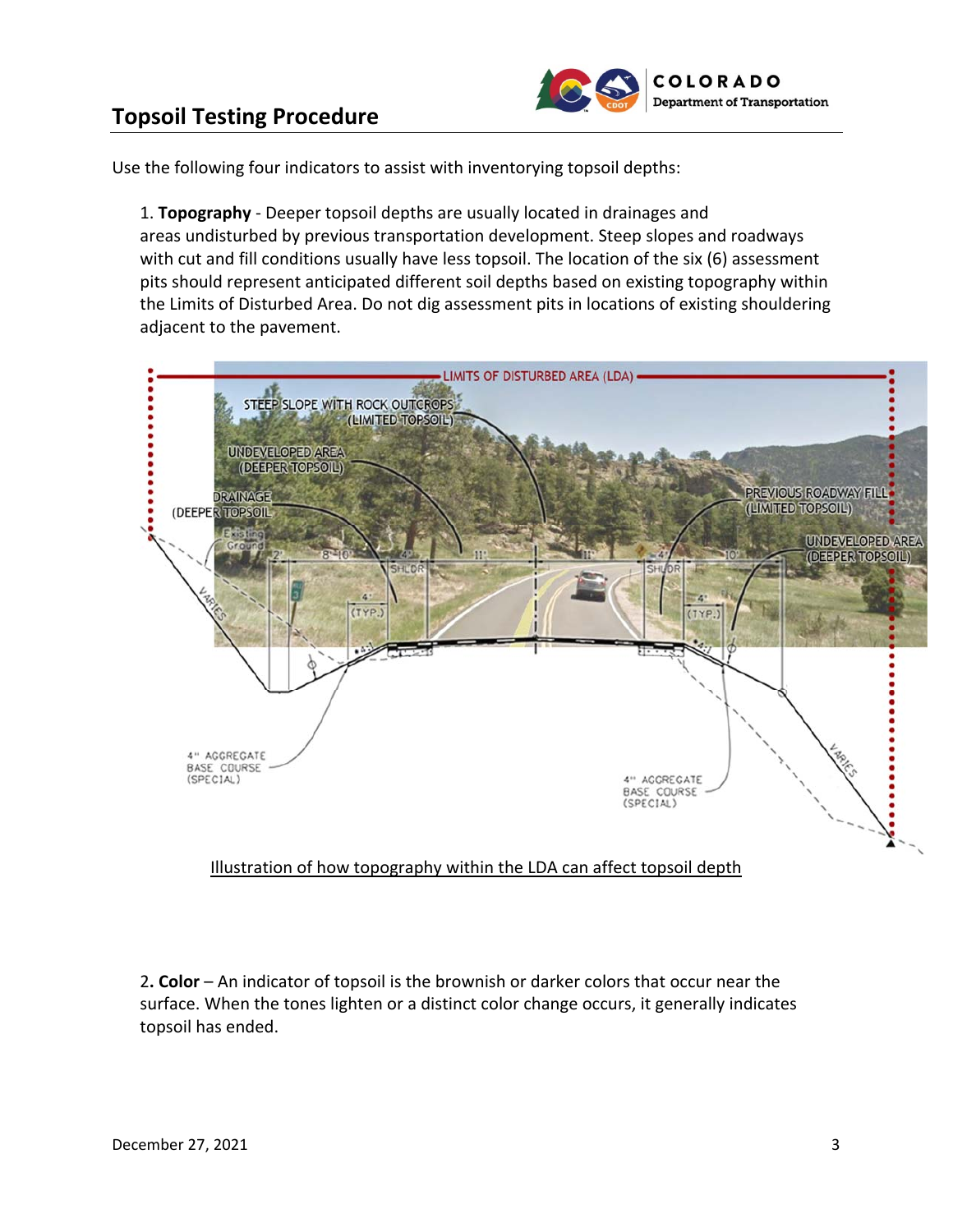## Topsoil Testing Procedure

Use the following four indicators to assist with inventorying topsoil depths:

1. **Topography** - Deeper topsoil depths are usually located in drainages and areas undisturbed by previous transportation development. Steep slopes and roadways with cut and fill conditions usually have less topsoil. The location of the six (6) assessment pits should represent anticipated different soil depths based on existing topography within the Limits of Disturbed Area. Do not dig assessment pits in locations of existing shouldering adjacent to the pavement.

Illustration of how topography within the LDA can affect topsoil depth

2. **Color** – An indicator of topsoil is the brownish or darker colors that occur near the surface. When the tones lighten or a distinct color change occurs, it generally indicates topsoil has ended.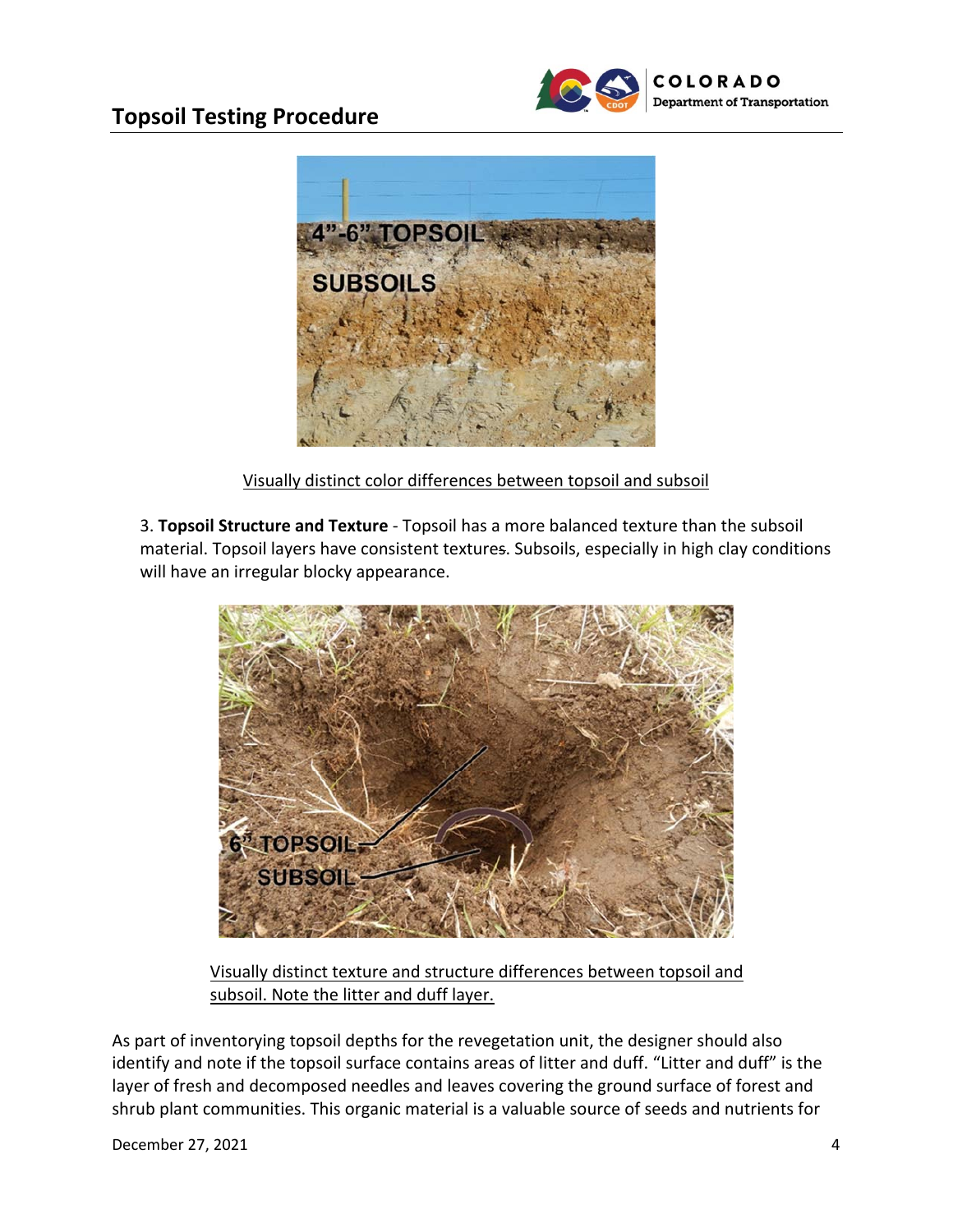Visually distinct color differences between topsoil and subsoil

3. **Topsoil Structure and Texture** - Topsoil has a more balanced texture than the subsoil material. Topsoil layers have consistent textures. Subsoils, especially in high clay conditions will have an irregular blocky appearance.

Visually distinct texture and structure differences between topsoil and subsoil. Note the litter and duff layer.

As part of inventorying topsoil depths for the revegetation unit, the designer should also identify and note if the topsoil surface contains areas of litter and duff. "Litter and duff" is the layer of fresh and decomposed needles and leaves covering the ground surface of forest and shrub plant communities. This organic material is a valuable source of seeds and nutrients for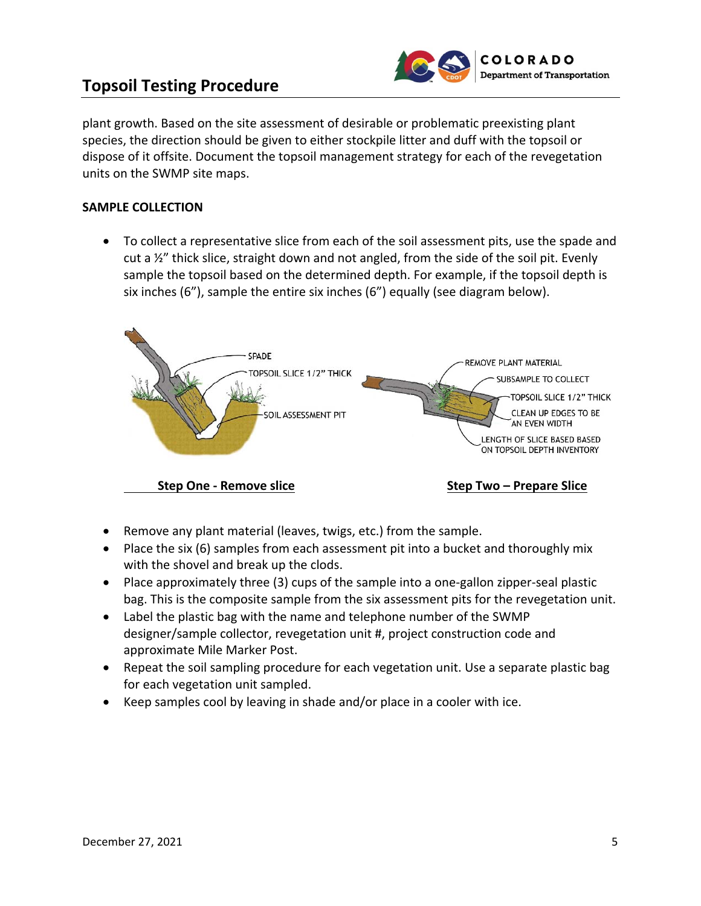plant growth. Based on the site assessment of desirable or problematic preexisting plant species, the direction should be given to either stockpile litter and duff with the topsoil or dispose of it offsite. Document the topsoil management strategy for each of the revegetation units on the SWMP site maps.

**SAMPLE COLLECTION**

- To collect a representative slice from each of the soil assessment pits, use the spade and cut a ½" thick slice, straight down and not angled, from the side of the soil pit. Evenly sample the topsoil based on the determined depth. For example, if the topsoil depth is six inches (6"), sample the entire six inches (6") equally (see diagram below).

SPADE

TOPSOIL SLICE 1/2" THICK

SOIL ASSESSMENT PIT

REMOVE PLANT MATERIAL

SUBSAMPLE TO COLLECT

TOPSOIL SLICE 1/2" THICK

CLEAN UP EDGES TO BE AN EVEN WIDTH

LENGTH OF SLICE BASED BASED ON TOPSOIL DEPTH INVENTORY

**Step One - Remove slice**

**Step Two – Prepare Slice**

- Remove any plant material (leaves, twigs, etc.) from the sample.
- Place the six (6) samples from each assessment pit into a bucket and thoroughly mix with the shovel and break up the clods.
- Place approximately three (3) cups of the sample into a one-gallon zipper-seal plastic bag. This is the composite sample from the six assessment pits for the revegetation unit.
- Label the plastic bag with the name and telephone number of the SWMP designer/sample collector, revegetation unit #, project construction code and approximate Mile Marker Post.
- Repeat the soil sampling procedure for each vegetation unit. Use a separate plastic bag for each vegetation unit sampled.
- Keep samples cool by leaving in shade and/or place in a cooler with ice.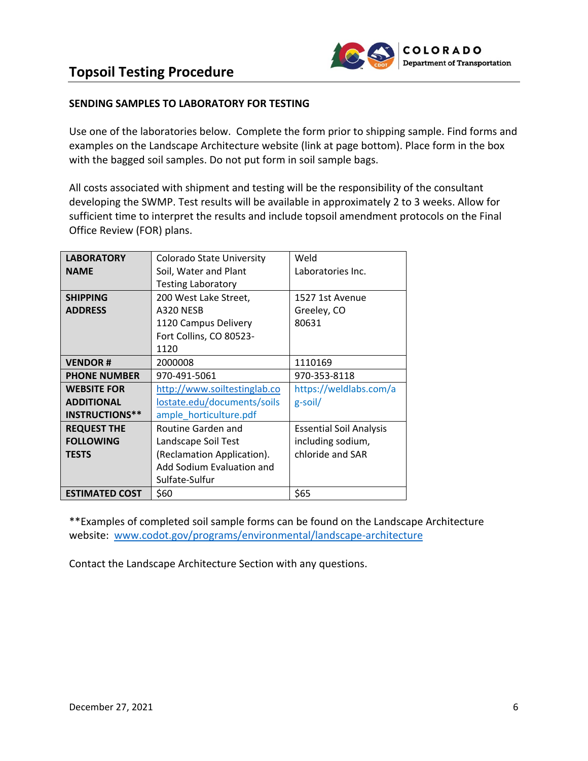## SENDING SAMPLES TO LABORATORY FOR TESTING

Use one of the laboratories below. Complete the form prior to shipping sample. Find forms and examples on the Landscape Architecture website (link at page bottom). Place form in the box with the bagged soil samples. Do not put form in soil sample bags.

All costs associated with shipment and testing will be the responsibility of the consultant developing the SWMP. Test results will be available in approximately 2 to 3 weeks. Allow for sufficient time to interpret the results and include topsoil amendment protocols on the Final Office Review (FOR) plans.

| | | |
|---|---|---|
| **LABORATORY NAME** | Colorado State University Soil, Water and Plant Testing Laboratory | Weld Laboratories Inc. |
| **SHIPPING ADDRESS** | 200 West Lake Street, A320 NESB 1120 Campus Delivery Fort Collins, CO 80523-1120 | 1527 1st Avenue Greeley, CO 80631 |
| **VENDOR #** | 2000008 | 1110169 |
| **PHONE NUMBER** | 970-491-5061 | 970-353-8118 |
| **WEBSITE FOR ADDITIONAL INSTRUCTIONS**** | http://www.soiltestinglab.colostate.edu/documents/soilsample_horticulture.pdf | https://weldlabs.com/ag-soil/ |
| **REQUEST THE FOLLOWING TESTS** | Routine Garden and Landscape Soil Test (Reclamation Application). Add Sodium Evaluation and Sulfate-Sulfur | Essential Soil Analysis including sodium, chloride and SAR |
| **ESTIMATED COST** | $60 | $65 |

**Examples of completed soil sample forms can be found on the Landscape Architecture website: www.codot.gov/programs/environmental/landscape-architecture

Contact the Landscape Architecture Section with any questions.